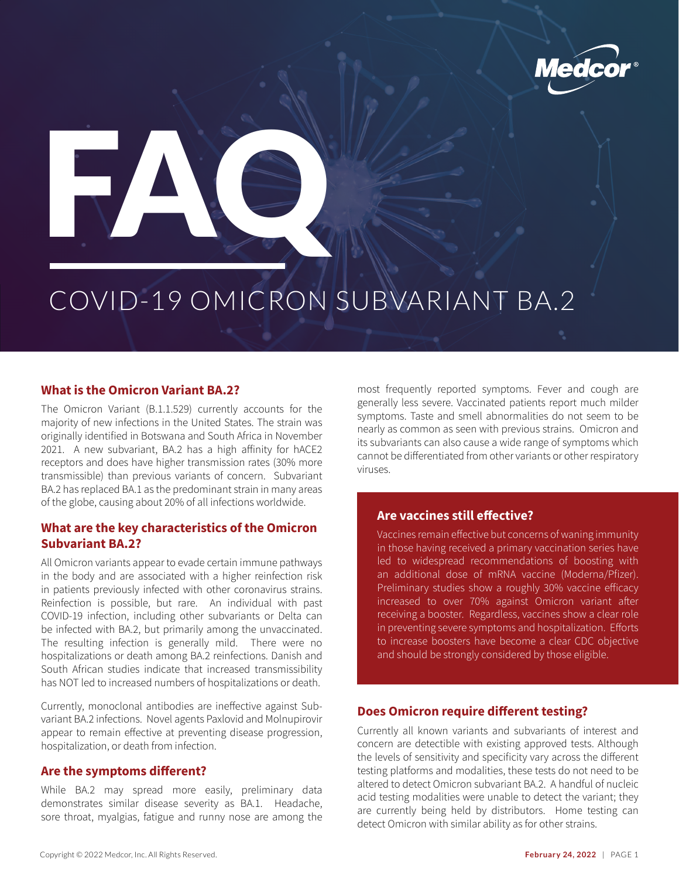# FAQ

## COVID-19 OMICRON SUBVARIANT BA.2

### What is the Omicron Variant BA.2?

The Omicron Variant (B.1.1.529) currently accounts for the majority of new infections in the United States. The strain was originally identified in Botswana and South Africa in November 2021. A new subvariant, BA.2 has a high affinity for hACE2 receptors and does have higher transmission rates (30% more transmissible) than previous variants of concern. Subvariant BA.2 has replaced BA.1 as the predominant strain in many areas of the globe, causing about 20% of all infections worldwide.

### What are the key characteristics of the Omicron Subvariant BA.2?

All Omicron variants appear to evade certain immune pathways in the body and are associated with a higher reinfection risk in patients previously infected with other coronavirus strains. Reinfection is possible, but rare. An individual with past COVID-19 infection, including other subvariants or Delta can be infected with BA.2, but primarily among the unvaccinated. The resulting infection is generally mild. There were no hospitalizations or death among BA.2 reinfections. Danish and South African studies indicate that increased transmissibility has NOT led to increased numbers of hospitalizations or death.

Currently, monoclonal antibodies are ineffective against Sub-variant BA.2 infections. Novel agents Paxlovid and Molnupirovir appear to remain effective at preventing disease progression, hospitalization, or death from infection.

### Are the symptoms different?

While BA.2 may spread more easily, preliminary data demonstrates similar disease severity as BA.1. Headache, sore throat, myalgias, fatigue and runny nose are among the most frequently reported symptoms. Fever and cough are generally less severe. Vaccinated patients report much milder symptoms. Taste and smell abnormalities do not seem to be nearly as common as seen with previous strains. Omicron and its subvariants can also cause a wide range of symptoms which cannot be differentiated from other variants or other respiratory viruses.

### Are vaccines still effective?

Vaccines remain effective but concerns of waning immunity in those having received a primary vaccination series have led to widespread recommendations of boosting with an additional dose of mRNA vaccine (Moderna/Pfizer). Preliminary studies show a roughly 30% vaccine efficacy increased to over 70% against Omicron variant after receiving a booster. Regardless, vaccines show a clear role in preventing severe symptoms and hospitalization. Efforts to increase boosters have become a clear CDC objective and should be strongly considered by those eligible.

### Does Omicron require different testing?

Currently all known variants and subvariants of interest and concern are detectible with existing approved tests. Although the levels of sensitivity and specificity vary across the different testing platforms and modalities, these tests do not need to be altered to detect Omicron subvariant BA.2. A handful of nucleic acid testing modalities were unable to detect the variant; they are currently being held by distributors. Home testing can detect Omicron with similar ability as for other strains.

Copyright © 2022 Medcor, Inc. All Rights Reserved.

**February 24, 2022**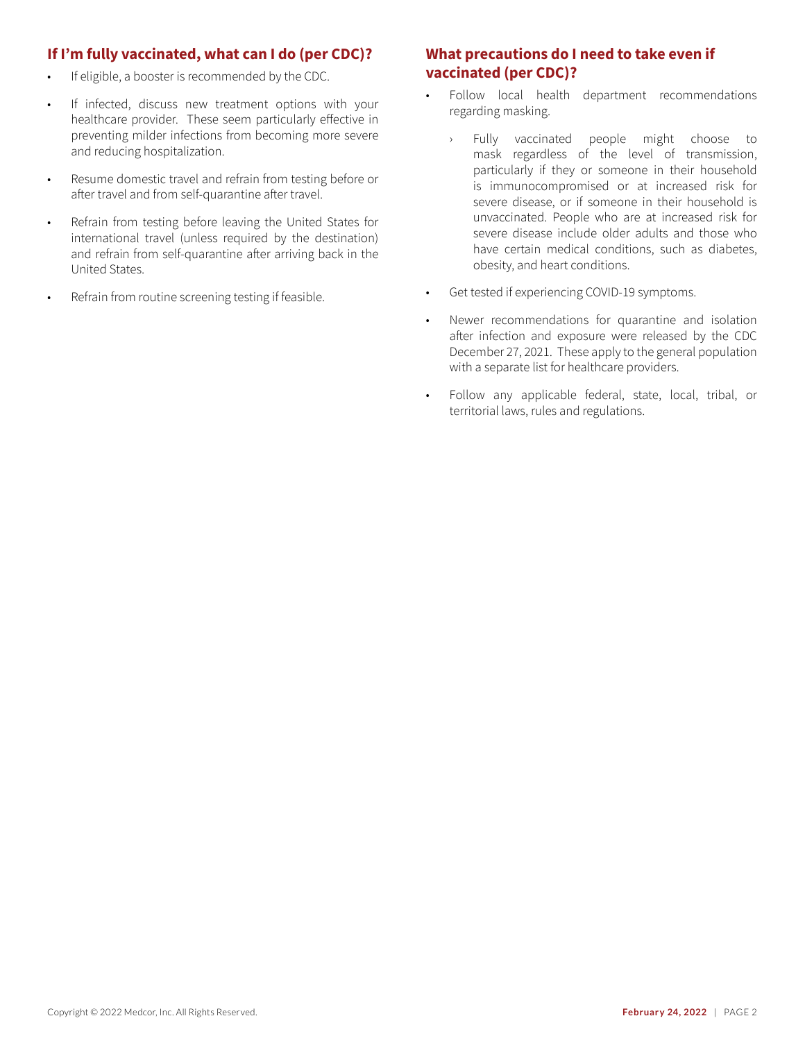## If I'm fully vaccinated, what can I do (per CDC)?

- If eligible, a booster is recommended by the CDC.
- If infected, discuss new treatment options with your healthcare provider. These seem particularly effective in preventing milder infections from becoming more severe and reducing hospitalization.
- Resume domestic travel and refrain from testing before or after travel and from self-quarantine after travel.
- Refrain from testing before leaving the United States for international travel (unless required by the destination) and refrain from self-quarantine after arriving back in the United States.
- Refrain from routine screening testing if feasible.

## What precautions do I need to take even if vaccinated (per CDC)?

- Follow local health department recommendations regarding masking.
  - Fully vaccinated people might choose to mask regardless of the level of transmission, particularly if they or someone in their household is immunocompromised or at increased risk for severe disease, or if someone in their household is unvaccinated. People who are at increased risk for severe disease include older adults and those who have certain medical conditions, such as diabetes, obesity, and heart conditions.
- Get tested if experiencing COVID-19 symptoms.
- Newer recommendations for quarantine and isolation after infection and exposure were released by the CDC December 27, 2021. These apply to the general population with a separate list for healthcare providers.
- Follow any applicable federal, state, local, tribal, or territorial laws, rules and regulations.